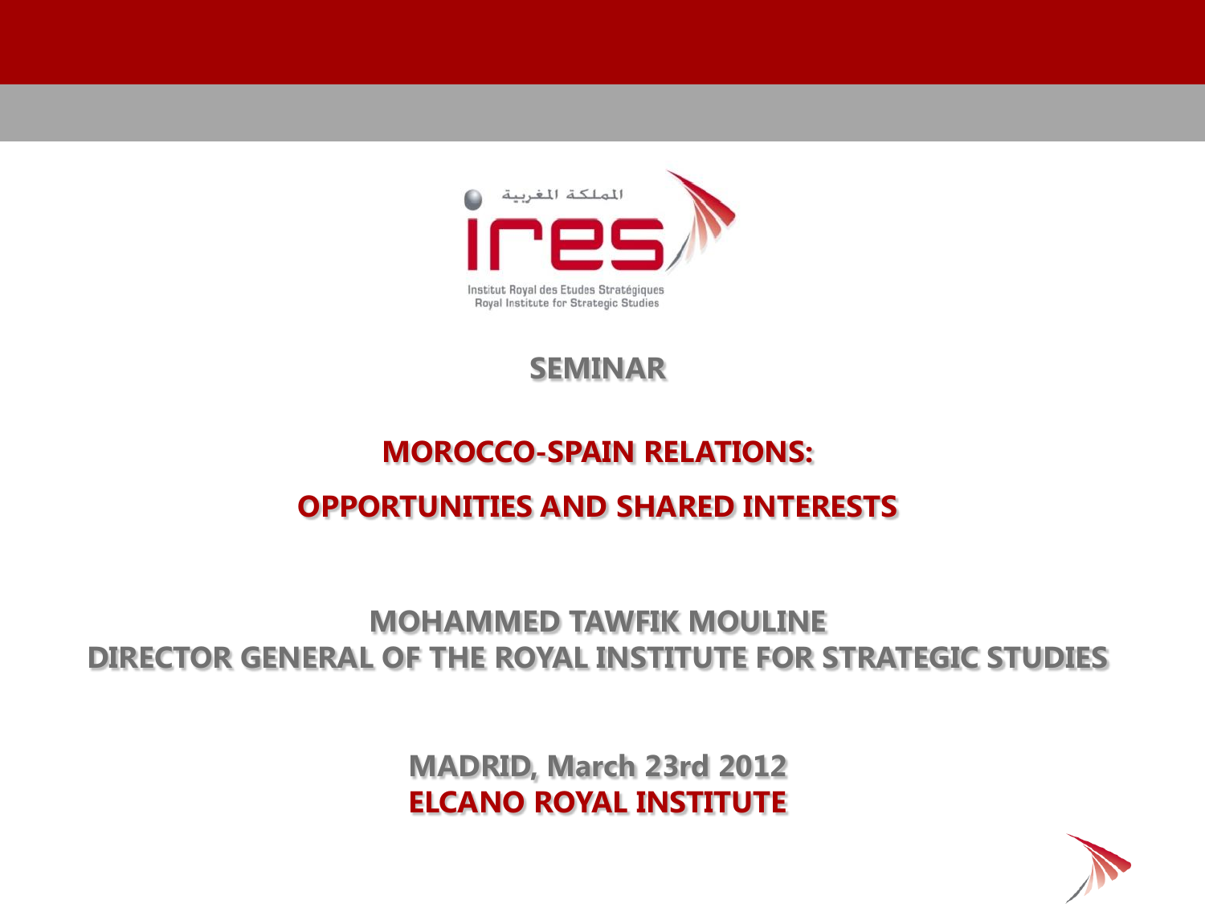المملكة المغربية

ires

Institut Royal des Etudes Stratégiques
Royal Institute for Strategic Studies

**SEMINAR**

# MOROCCO-SPAIN RELATIONS:

# OPPORTUNITIES AND SHARED INTERESTS

**MOHAMMED TAWFIK MOULINE**
**DIRECTOR GENERAL OF THE ROYAL INSTITUTE FOR STRATEGIC STUDIES**

**MADRID, March 23rd 2012**
**ELCANO ROYAL INSTITUTE**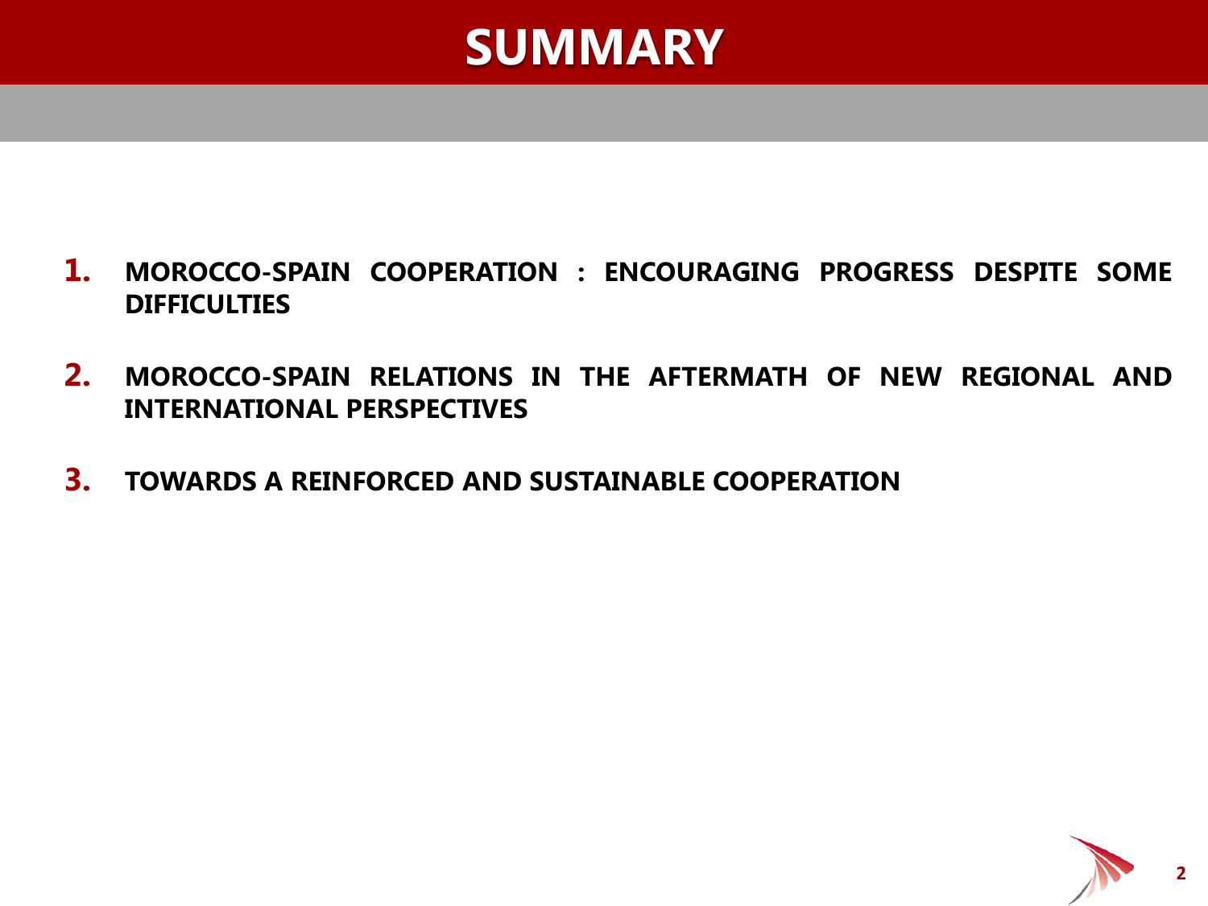# SUMMARY

1. **MOROCCO-SPAIN COOPERATION : ENCOURAGING PROGRESS DESPITE SOME DIFFICULTIES**

2. **MOROCCO-SPAIN RELATIONS IN THE AFTERMATH OF NEW REGIONAL AND INTERNATIONAL PERSPECTIVES**

3. **TOWARDS A REINFORCED AND SUSTAINABLE COOPERATION**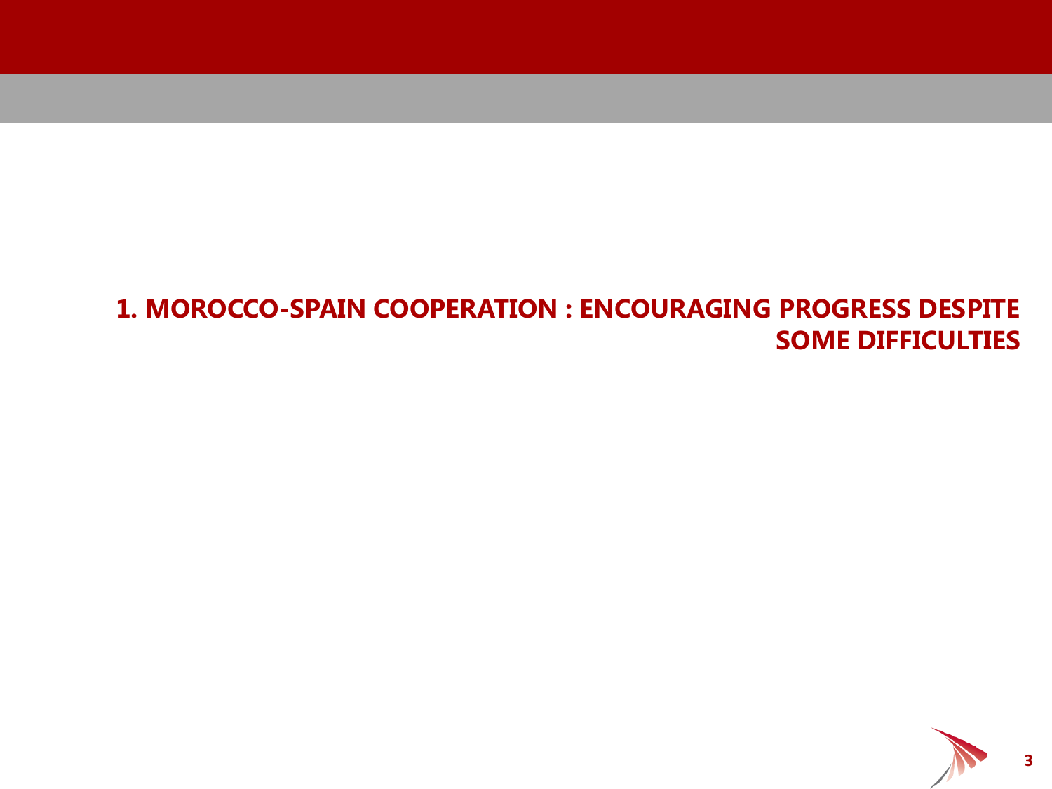## 1. MOROCCO-SPAIN COOPERATION : ENCOURAGING PROGRESS DESPITE SOME DIFFICULTIES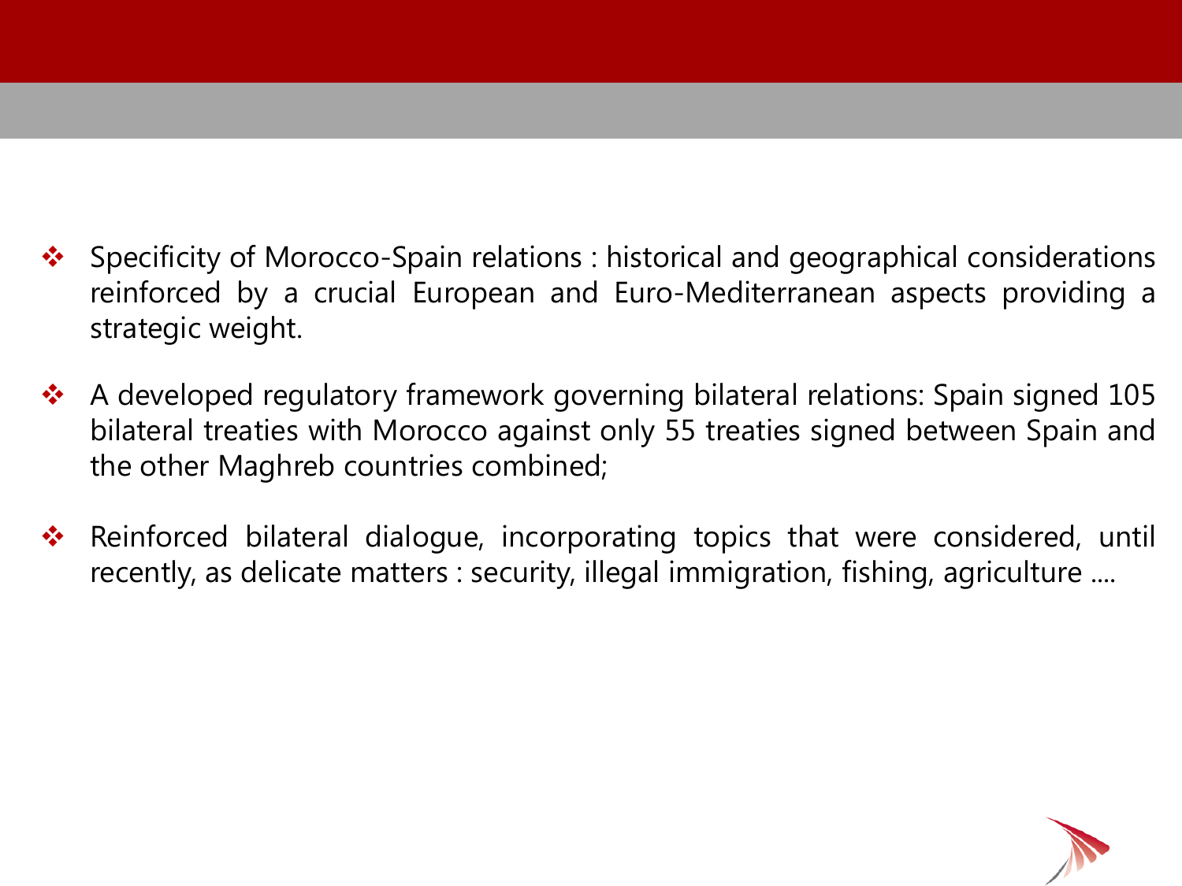- Specificity of Morocco-Spain relations : historical and geographical considerations reinforced by a crucial European and Euro-Mediterranean aspects providing a strategic weight.

- A developed regulatory framework governing bilateral relations: Spain signed 105 bilateral treaties with Morocco against only 55 treaties signed between Spain and the other Maghreb countries combined;

- Reinforced bilateral dialogue, incorporating topics that were considered, until recently, as delicate matters : security, illegal immigration, fishing, agriculture ....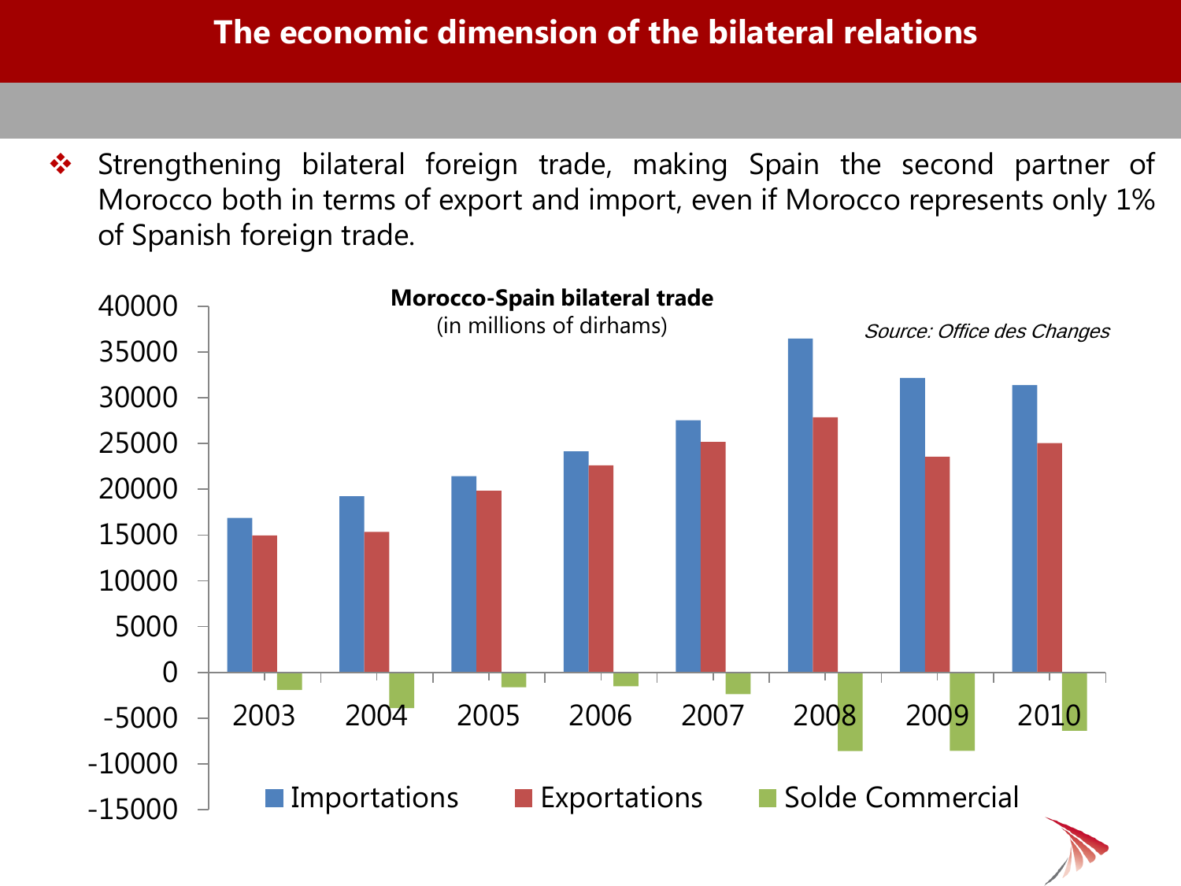# The economic dimension of the bilateral relations

- Strengthening bilateral foreign trade, making Spain the second partner of Morocco both in terms of export and import, even if Morocco represents only 1% of Spanish foreign trade.

**Morocco-Spain bilateral trade**
(in millions of dirhams)

*Source: Office des Changes*

Importations · Exportations · Solde Commercial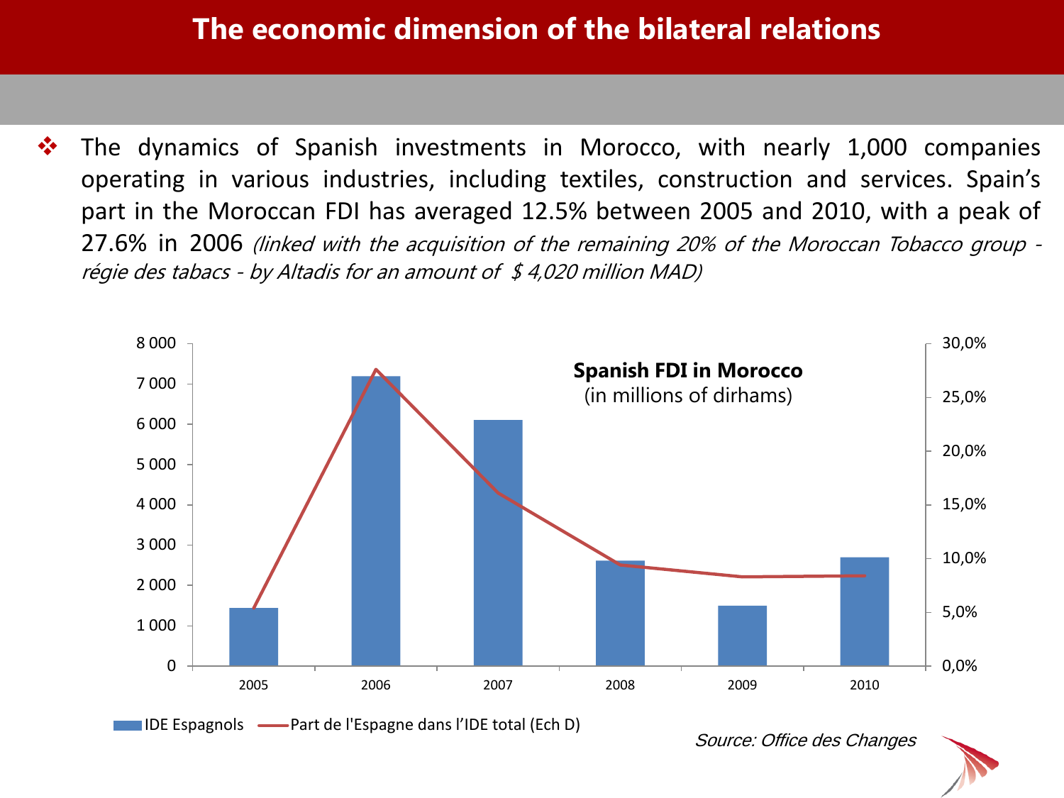# The economic dimension of the bilateral relations

- The dynamics of Spanish investments in Morocco, with nearly 1,000 companies operating in various industries, including textiles, construction and services. Spain's part in the Moroccan FDI has averaged 12.5% between 2005 and 2010, with a peak of 27.6% in 2006 *(linked with the acquisition of the remaining 20% of the Moroccan Tobacco group - régie des tabacs - by Altadis for an amount of $ 4,020 million MAD)*

**Spanish FDI in Morocco**
(in millions of dirhams)

| | 2005 | 2006 | 2007 | 2008 | 2009 | 2010 |
|---|---|---|---|---|---|---|
| IDE Espagnols | ~1 450 | ~7 200 | ~6 100 | ~2 600 | ~1 500 | ~2 700 |
| Part de l'Espagne dans l'IDE total (Ech D) | ~5,3% | ~27,6% | ~16,2% | ~9,4% | ~8,4% | ~8,5% |

*Source: Office des Changes*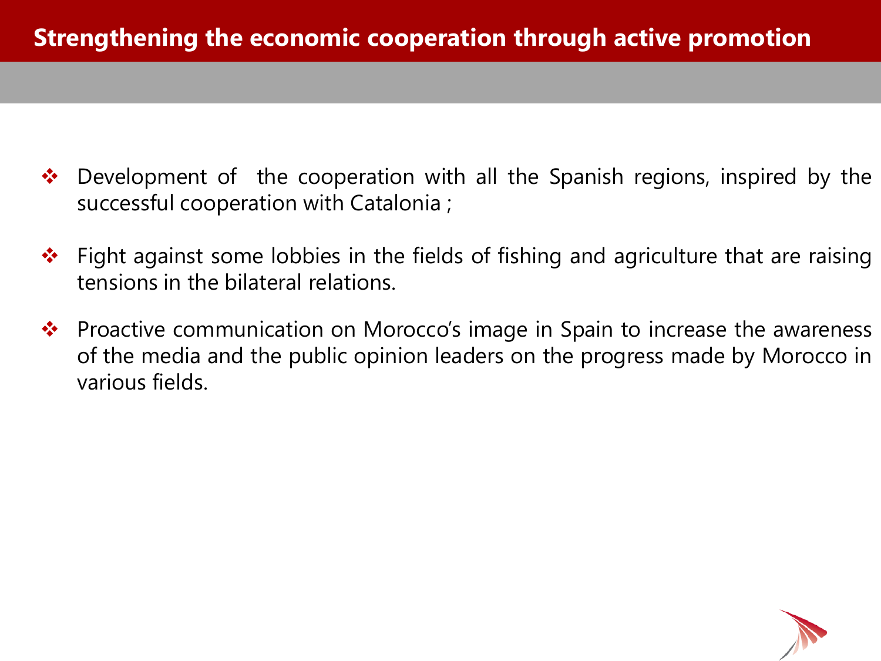# Strengthening the economic cooperation through active promotion

- Development of  the cooperation with all the Spanish regions, inspired by the successful cooperation with Catalonia ;
- Fight against some lobbies in the fields of fishing and agriculture that are raising tensions in the bilateral relations.
- Proactive communication on Morocco's image in Spain to increase the awareness of the media and the public opinion leaders on the progress made by Morocco in various fields.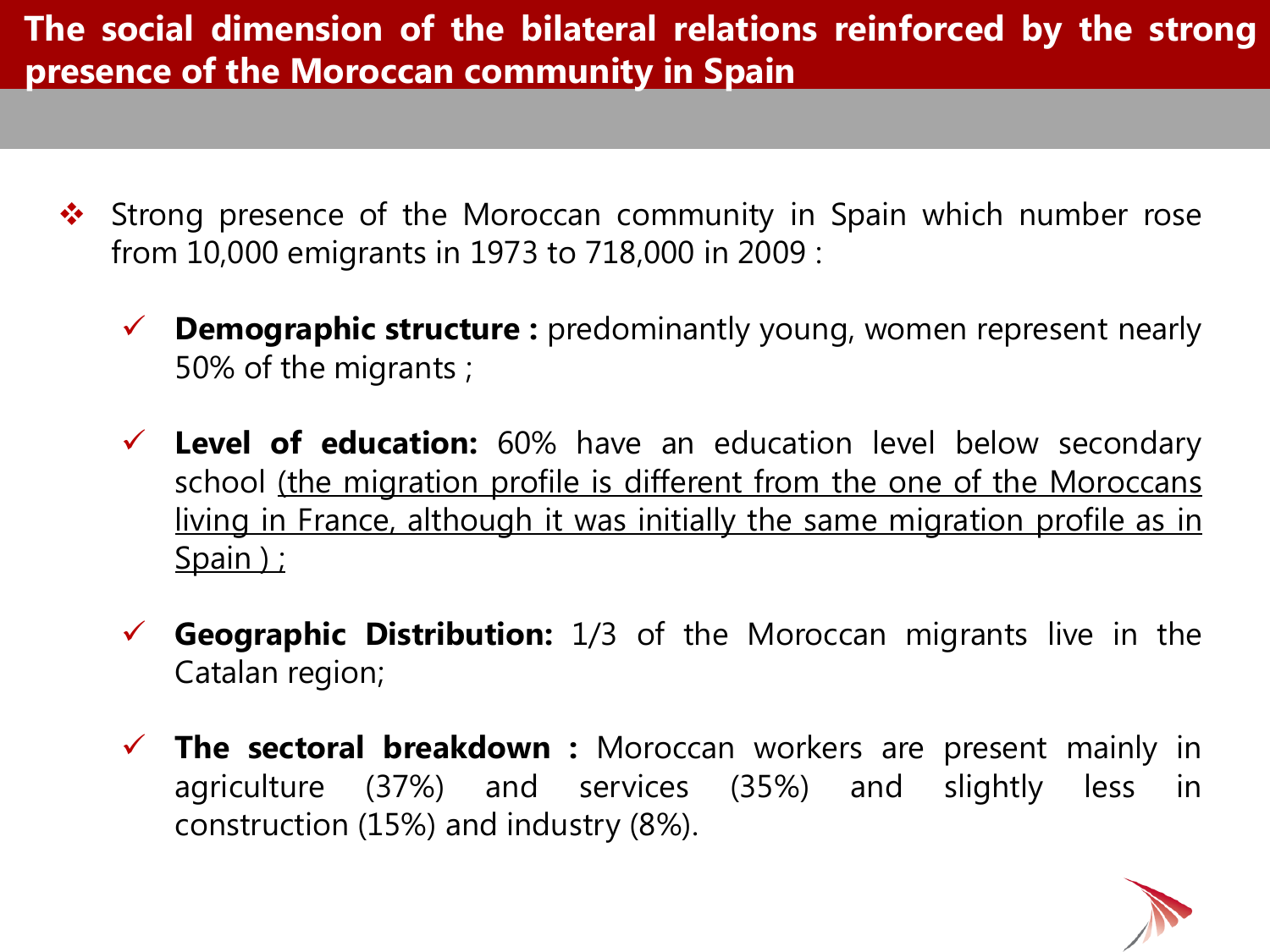# The social dimension of the bilateral relations reinforced by the strong presence of the Moroccan community in Spain

- Strong presence of the Moroccan community in Spain which number rose from 10,000 emigrants in 1973 to 718,000 in 2009 :
  - ✓ **Demographic structure :** predominantly young, women represent nearly 50% of the migrants ;
  - ✓ **Level of education:** 60% have an education level below secondary school (the migration profile is different from the one of the Moroccans living in France, although it was initially the same migration profile as in Spain ) ;
  - ✓ **Geographic Distribution:** 1/3 of the Moroccan migrants live in the Catalan region;
  - ✓ **The sectoral breakdown :** Moroccan workers are present mainly in agriculture (37%) and services (35%) and slightly less in construction (15%) and industry (8%).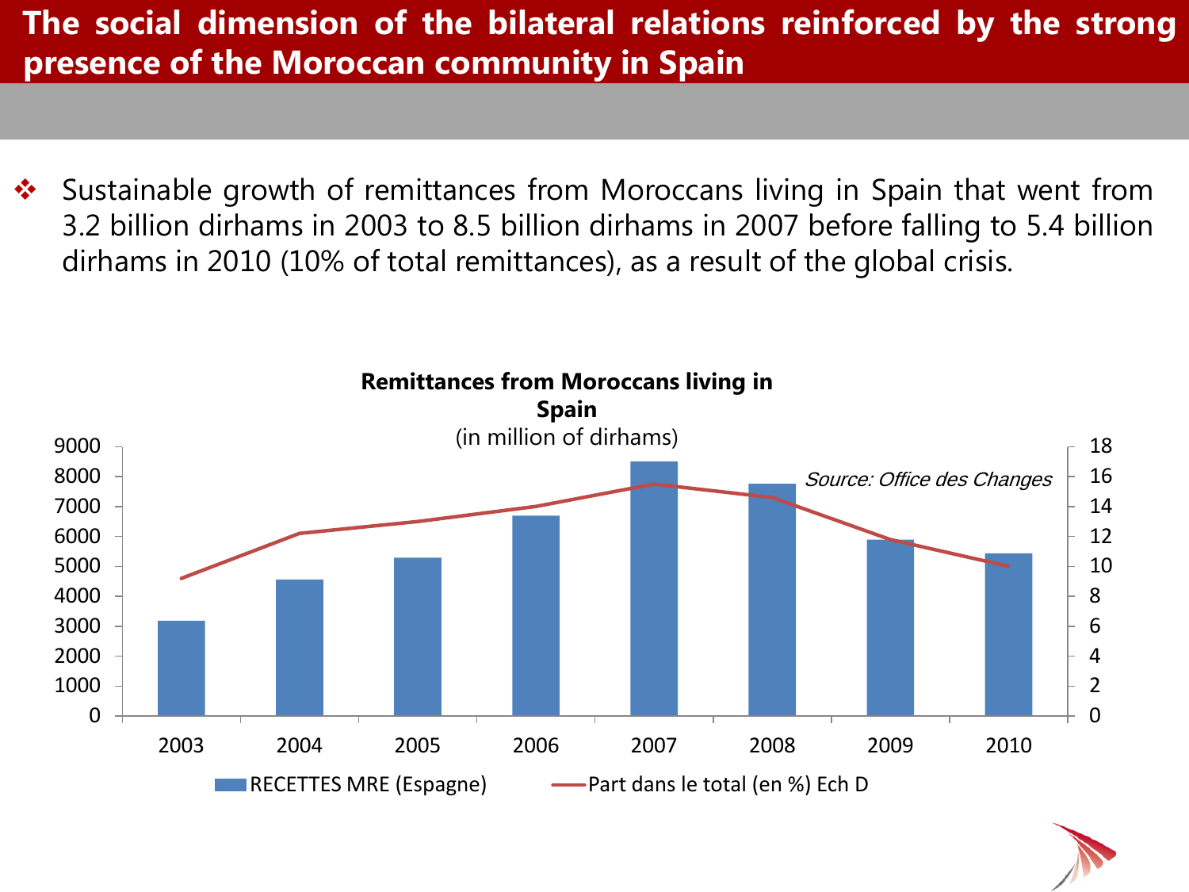# The social dimension of the bilateral relations reinforced by the strong presence of the Moroccan community in Spain

- Sustainable growth of remittances from Moroccans living in Spain that went from 3.2 billion dirhams in 2003 to 8.5 billion dirhams in 2007 before falling to 5.4 billion dirhams in 2010 (10% of total remittances), as a result of the global crisis.

**Remittances from Moroccans living in Spain**
(in million of dirhams)

*Source: Office des Changes*

Legend: RECETTES MRE (Espagne) — Part dans le total (en %) Ech D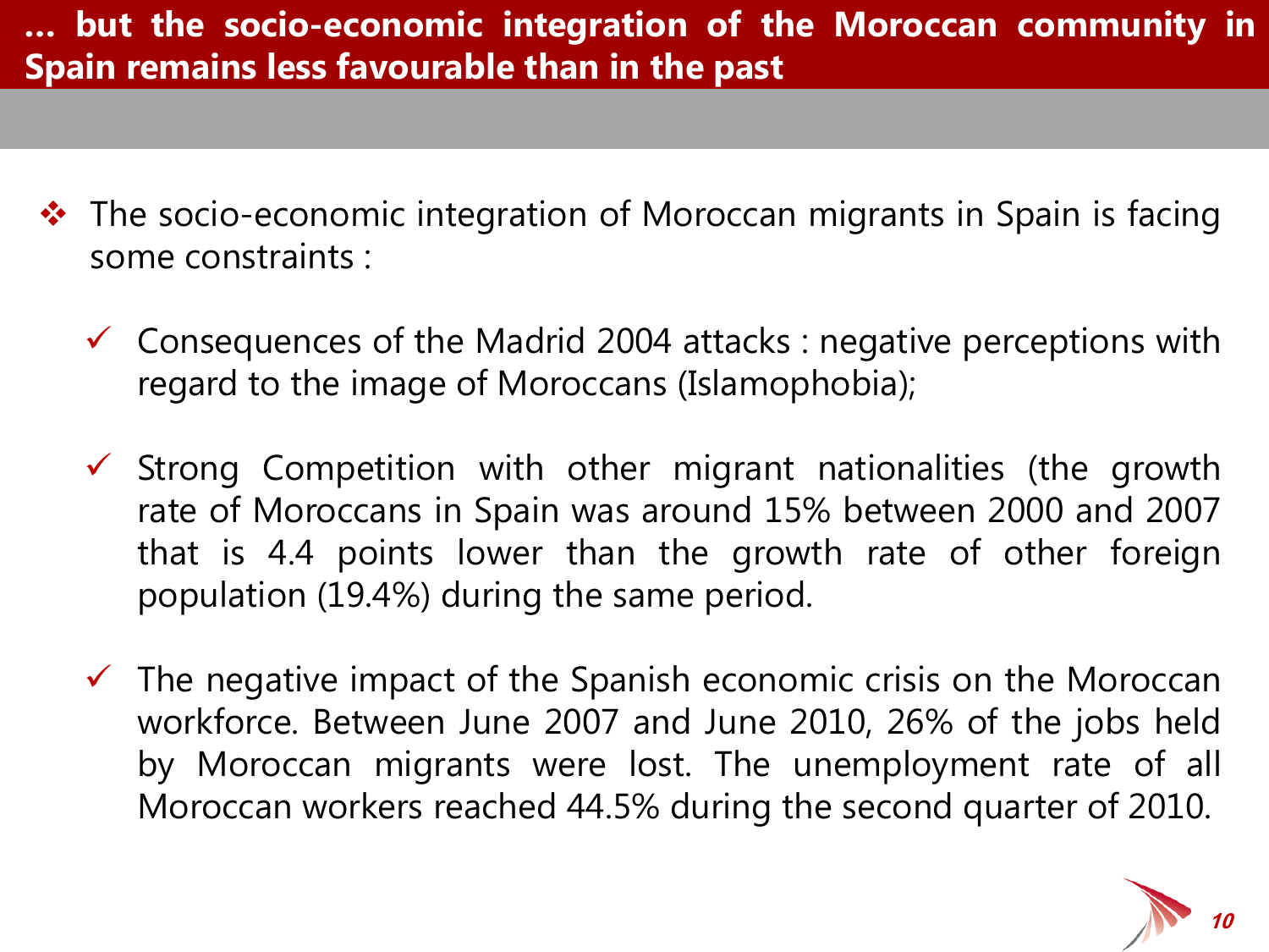## … but the socio-economic integration of the Moroccan community in Spain remains less favourable than in the past

- The socio-economic integration of Moroccan migrants in Spain is facing some constraints :
  - ✓ Consequences of the Madrid 2004 attacks : negative perceptions with regard to the image of Moroccans (Islamophobia);
  - ✓ Strong Competition with other migrant nationalities (the growth rate of Moroccans in Spain was around 15% between 2000 and 2007 that is 4.4 points lower than the growth rate of other foreign population (19.4%) during the same period.
  - ✓ The negative impact of the Spanish economic crisis on the Moroccan workforce. Between June 2007 and June 2010, 26% of the jobs held by Moroccan migrants were lost. The unemployment rate of all Moroccan workers reached 44.5% during the second quarter of 2010.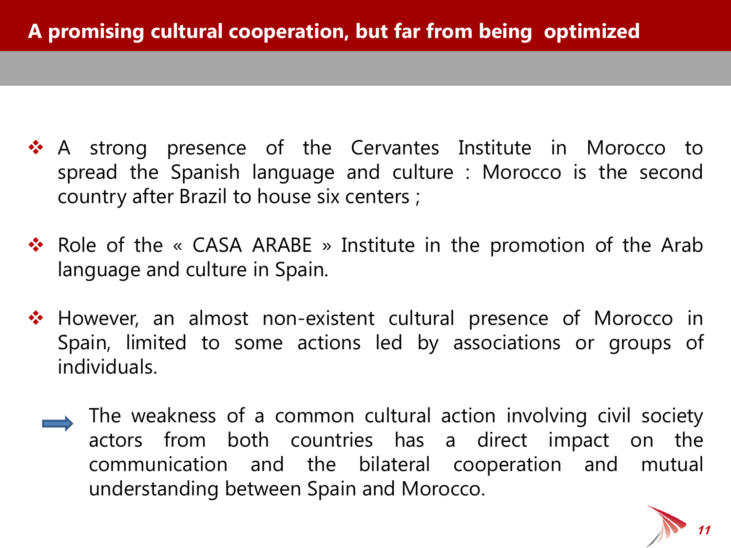## A promising cultural cooperation, but far from being optimized

- A strong presence of the Cervantes Institute in Morocco to spread the Spanish language and culture : Morocco is the second country after Brazil to house six centers ;

- Role of the « CASA ARABE » Institute in the promotion of the Arab language and culture in Spain.

- However, an almost non-existent cultural presence of Morocco in Spain, limited to some actions led by associations or groups of individuals.

  ➡ The weakness of a common cultural action involving civil society actors from both countries has a direct impact on the communication and the bilateral cooperation and mutual understanding between Spain and Morocco.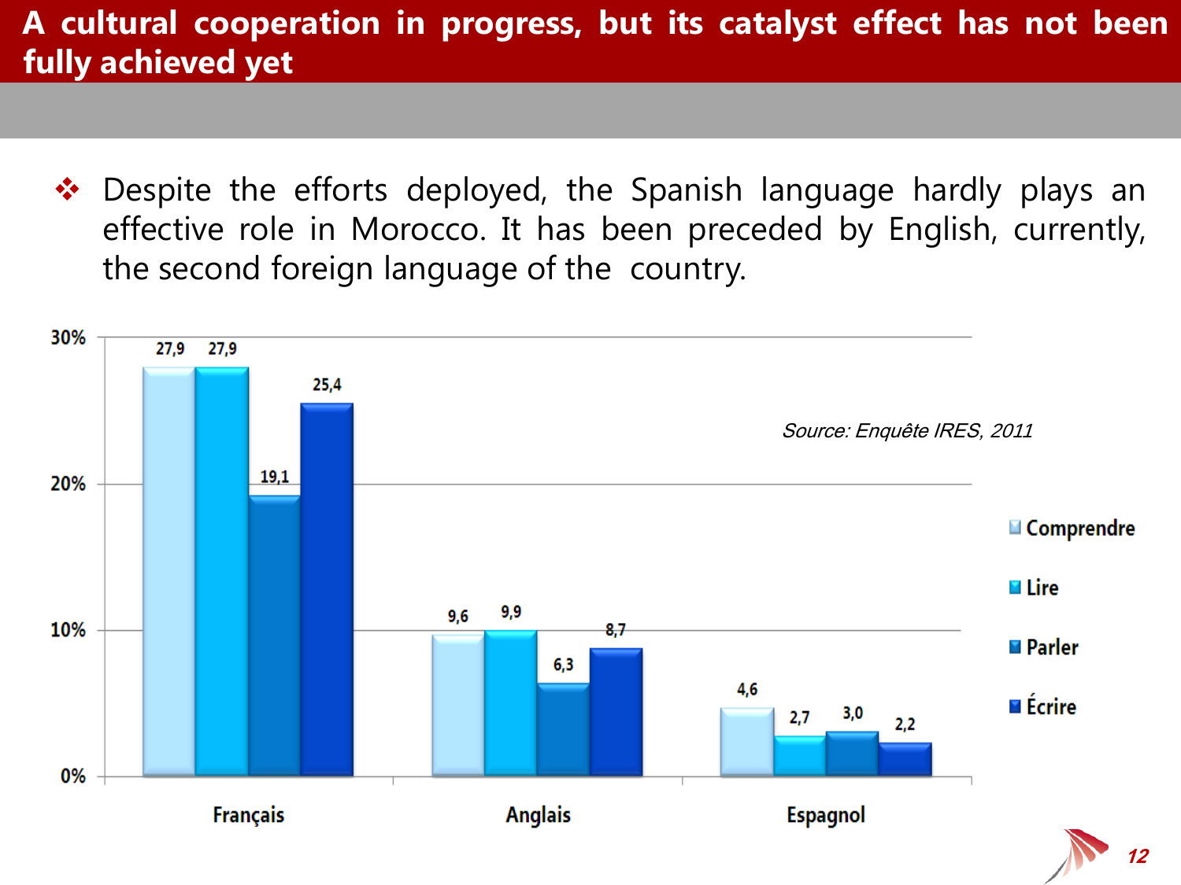# A cultural cooperation in progress, but its catalyst effect has not been fully achieved yet

- Despite the efforts deployed, the Spanish language hardly plays an effective role in Morocco. It has been preceded by English, currently, the second foreign language of the country.

| | Comprendre | Lire | Parler | Écrire |
|---|---|---|---|---|
| Français | 27,9 | 27,9 | 19,1 | 25,4 |
| Anglais | 9,6 | 9,9 | 6,3 | 8,7 |
| Espagnol | 4,6 | 2,7 | 3,0 | 2,2 |

*Source: Enquête IRES, 2011*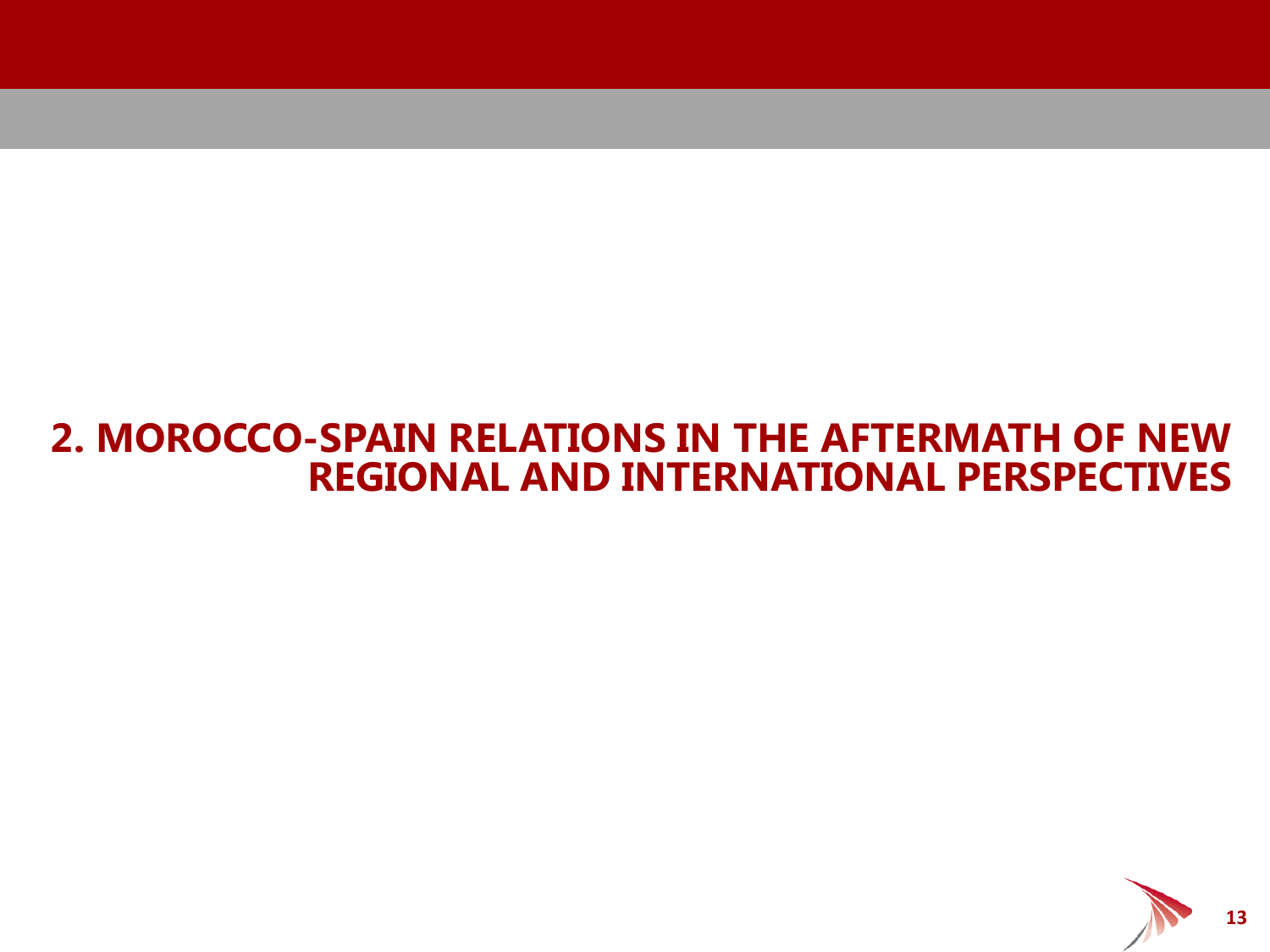# 2. MOROCCO-SPAIN RELATIONS IN THE AFTERMATH OF NEW REGIONAL AND INTERNATIONAL PERSPECTIVES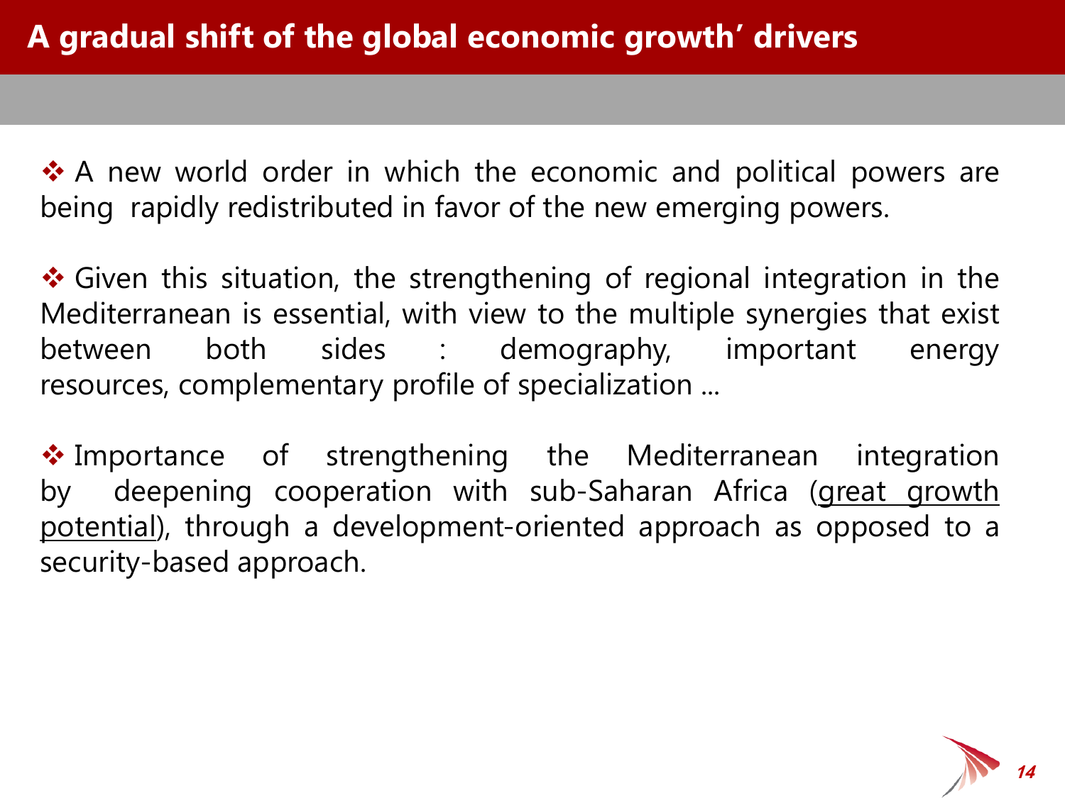# A gradual shift of the global economic growth' drivers

❖ A new world order in which the economic and political powers are being rapidly redistributed in favor of the new emerging powers.

❖ Given this situation, the strengthening of regional integration in the Mediterranean is essential, with view to the multiple synergies that exist between both sides : demography, important energy resources, complementary profile of specialization ...

❖ Importance of strengthening the Mediterranean integration by deepening cooperation with sub-Saharan Africa (<u>great growth potential</u>), through a development-oriented approach as opposed to a security-based approach.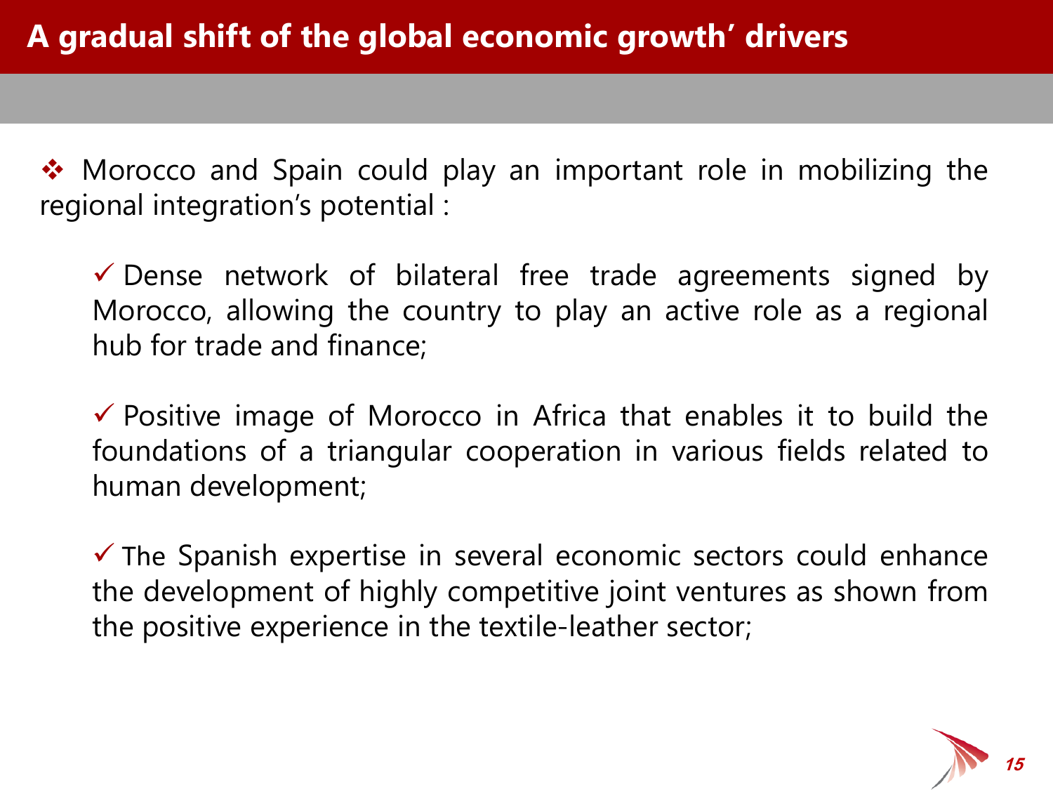# A gradual shift of the global economic growth' drivers

❖ Morocco and Spain could play an important role in mobilizing the regional integration's potential :

- ✓ Dense network of bilateral free trade agreements signed by Morocco, allowing the country to play an active role as a regional hub for trade and finance;

- ✓ Positive image of Morocco in Africa that enables it to build the foundations of a triangular cooperation in various fields related to human development;

- ✓ The Spanish expertise in several economic sectors could enhance the development of highly competitive joint ventures as shown from the positive experience in the textile-leather sector;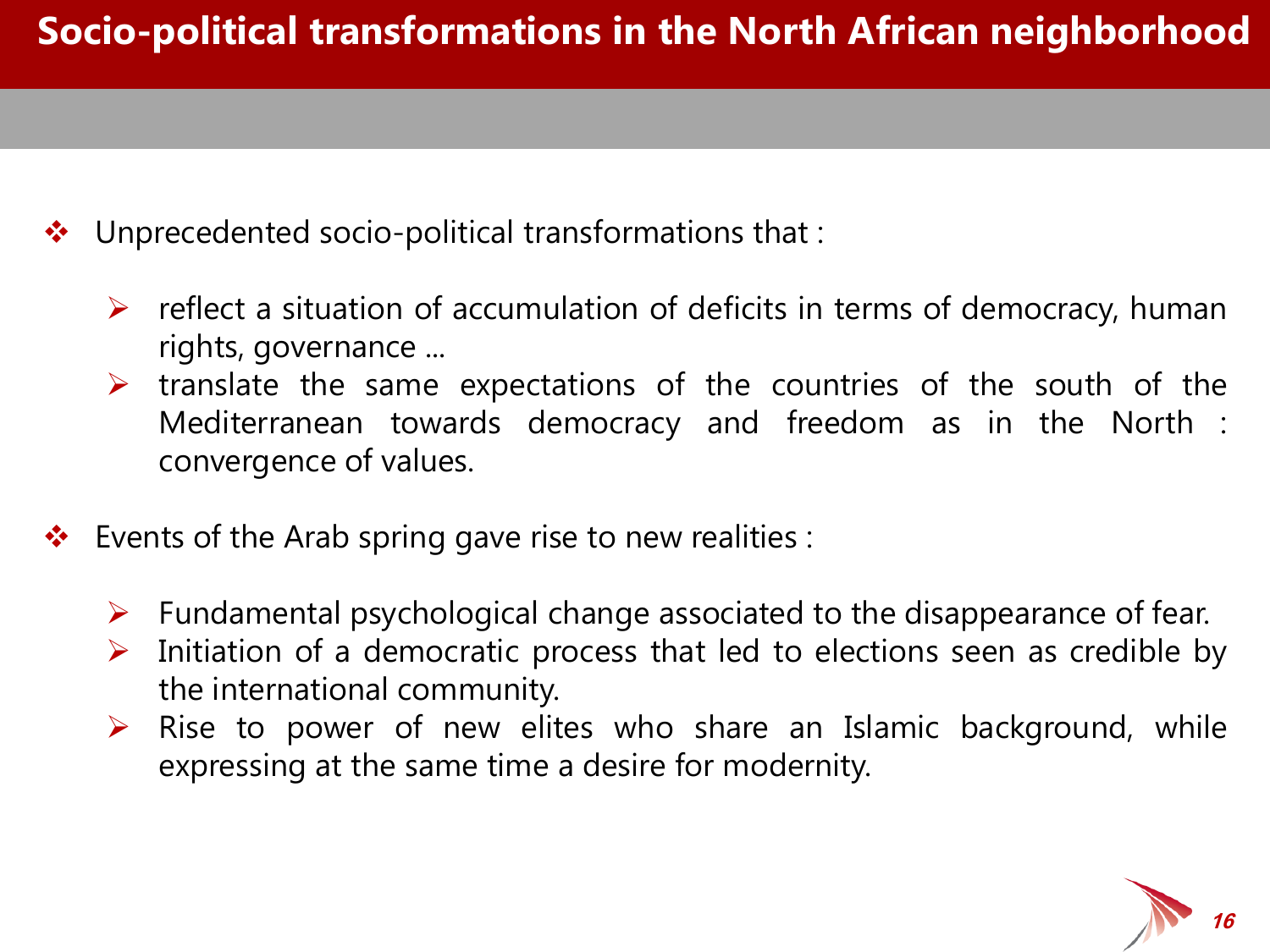# Socio-political transformations in the North African neighborhood

- Unprecedented socio-political transformations that :
  - reflect a situation of accumulation of deficits in terms of democracy, human rights, governance ...
  - translate the same expectations of the countries of the south of the Mediterranean towards democracy and freedom as in the North : convergence of values.

- Events of the Arab spring gave rise to new realities :
  - Fundamental psychological change associated to the disappearance of fear.
  - Initiation of a democratic process that led to elections seen as credible by the international community.
  - Rise to power of new elites who share an Islamic background, while expressing at the same time a desire for modernity.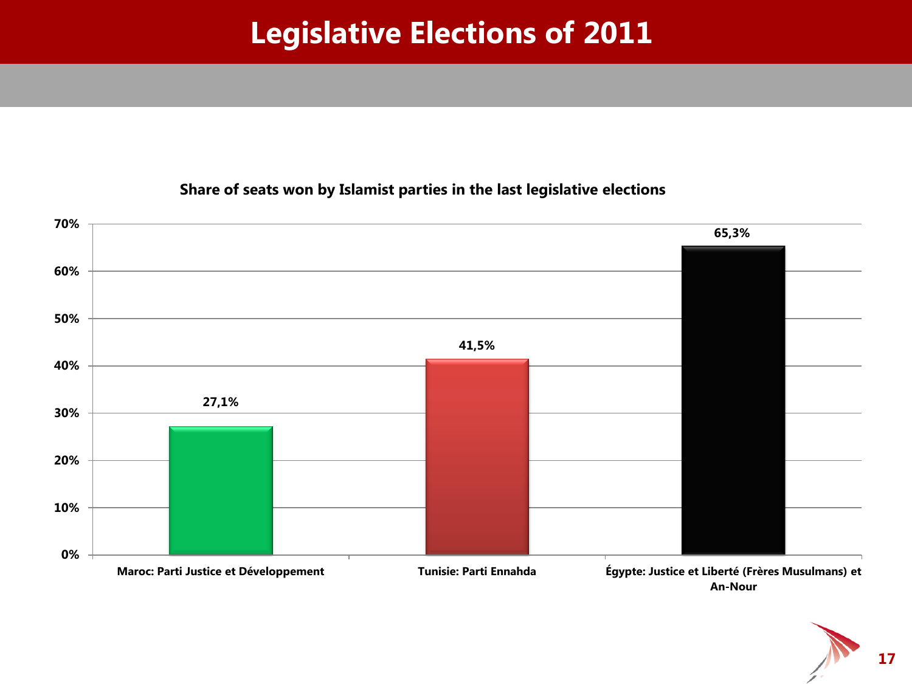# Legislative Elections of 2011

**Share of seats won by Islamist parties in the last legislative elections**

| Party | Share of seats |
| --- | --- |
| Maroc: Parti Justice et Développement | 27,1% |
| Tunisie: Parti Ennahda | 41,5% |
| Égypte: Justice et Liberté (Frères Musulmans) et An-Nour | 65,3% |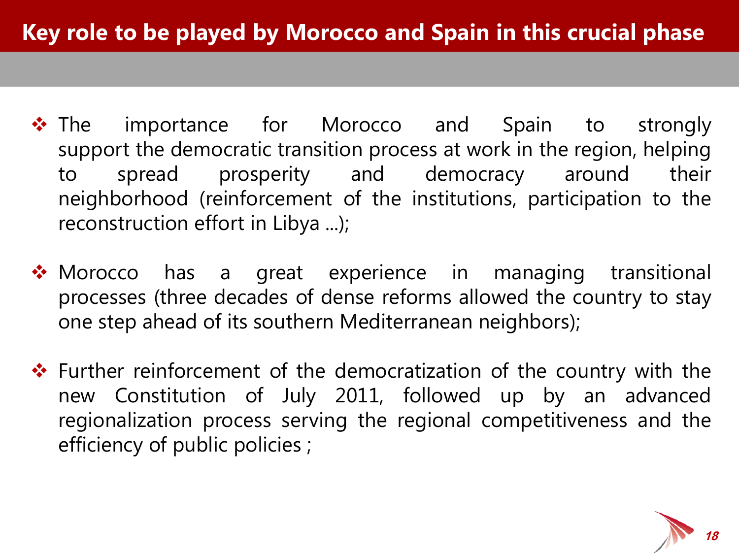# Key role to be played by Morocco and Spain in this crucial phase

- The importance for Morocco and Spain to strongly support the democratic transition process at work in the region, helping to spread prosperity and democracy around their neighborhood (reinforcement of the institutions, participation to the reconstruction effort in Libya ...);

- Morocco has a great experience in managing transitional processes (three decades of dense reforms allowed the country to stay one step ahead of its southern Mediterranean neighbors);

- Further reinforcement of the democratization of the country with the new Constitution of July 2011, followed up by an advanced regionalization process serving the regional competitiveness and the efficiency of public policies ;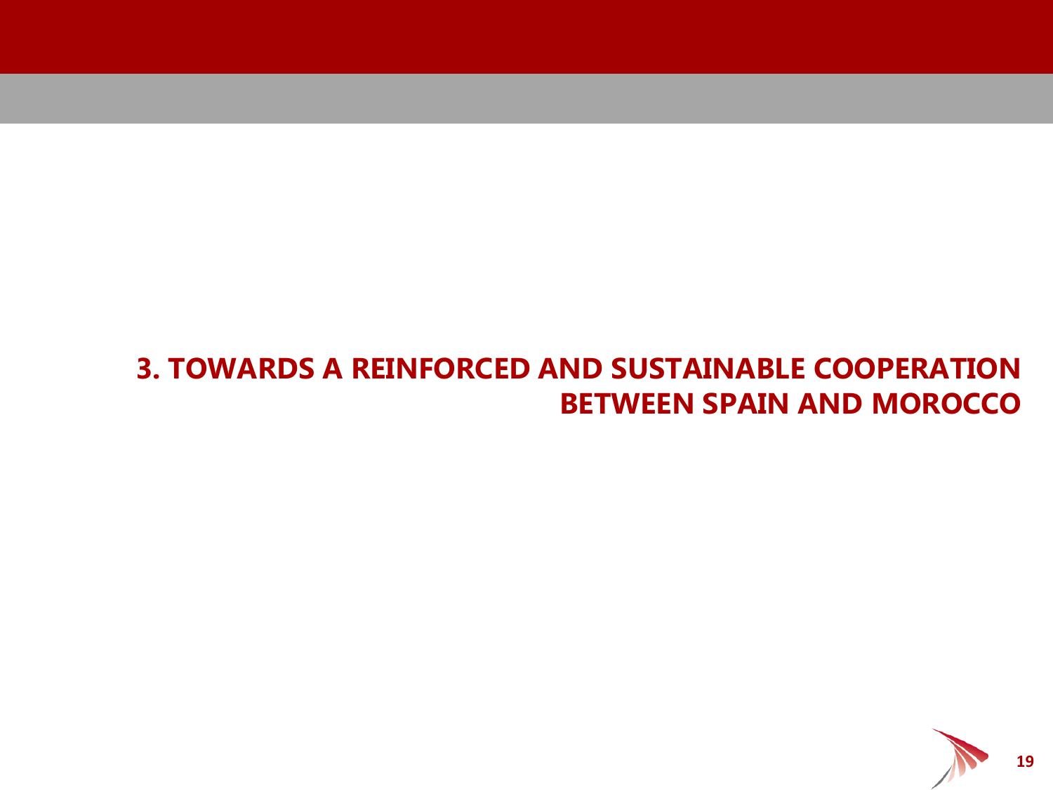# 3. TOWARDS A REINFORCED AND SUSTAINABLE COOPERATION BETWEEN SPAIN AND MOROCCO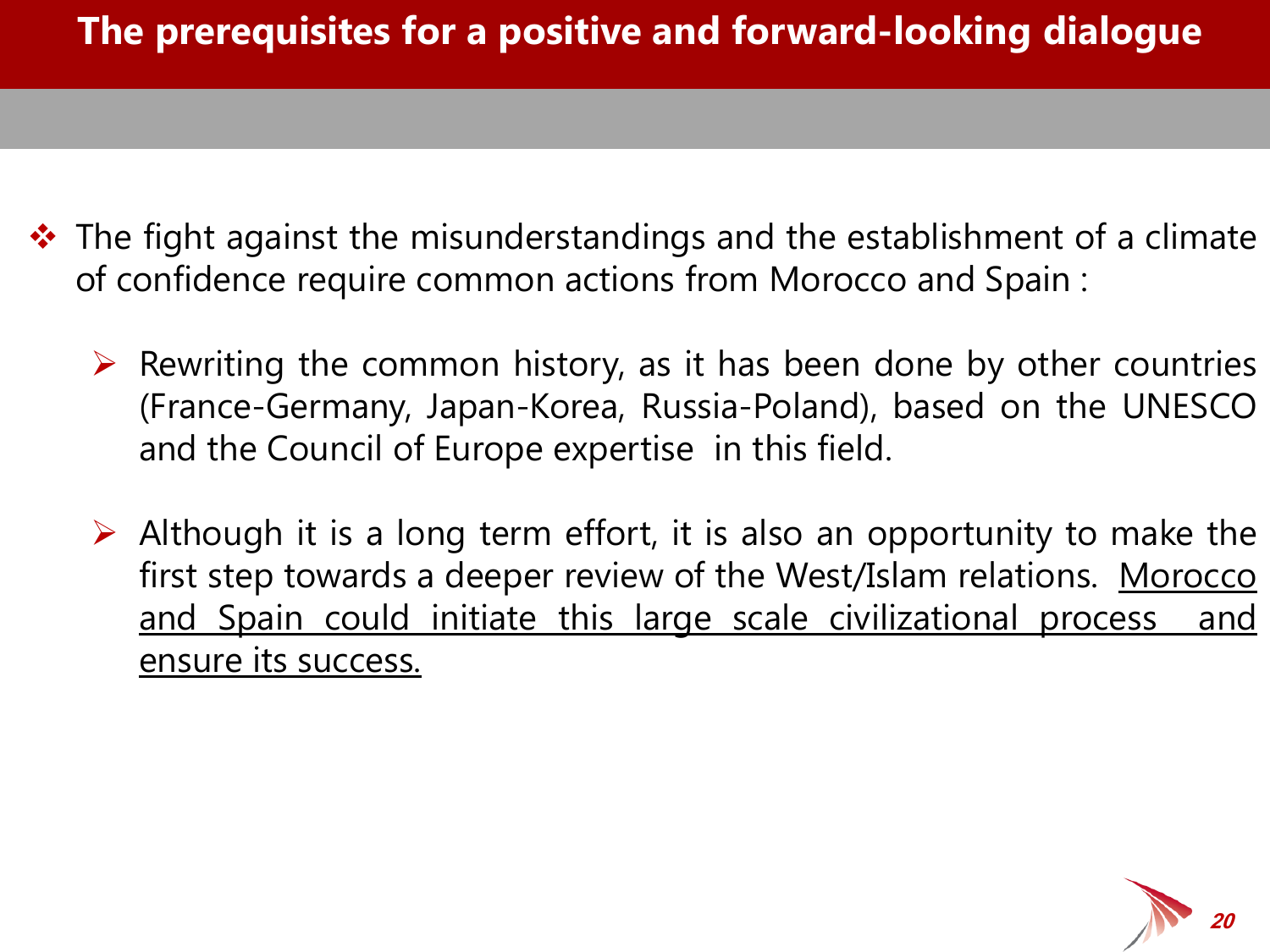# The prerequisites for a positive and forward-looking dialogue

- The fight against the misunderstandings and the establishment of a climate of confidence require common actions from Morocco and Spain :
  - Rewriting the common history, as it has been done by other countries (France-Germany, Japan-Korea, Russia-Poland), based on the UNESCO and the Council of Europe expertise in this field.
  - Although it is a long term effort, it is also an opportunity to make the first step towards a deeper review of the West/Islam relations. <u>Morocco and Spain could initiate this large scale civilizational process and ensure its success.</u>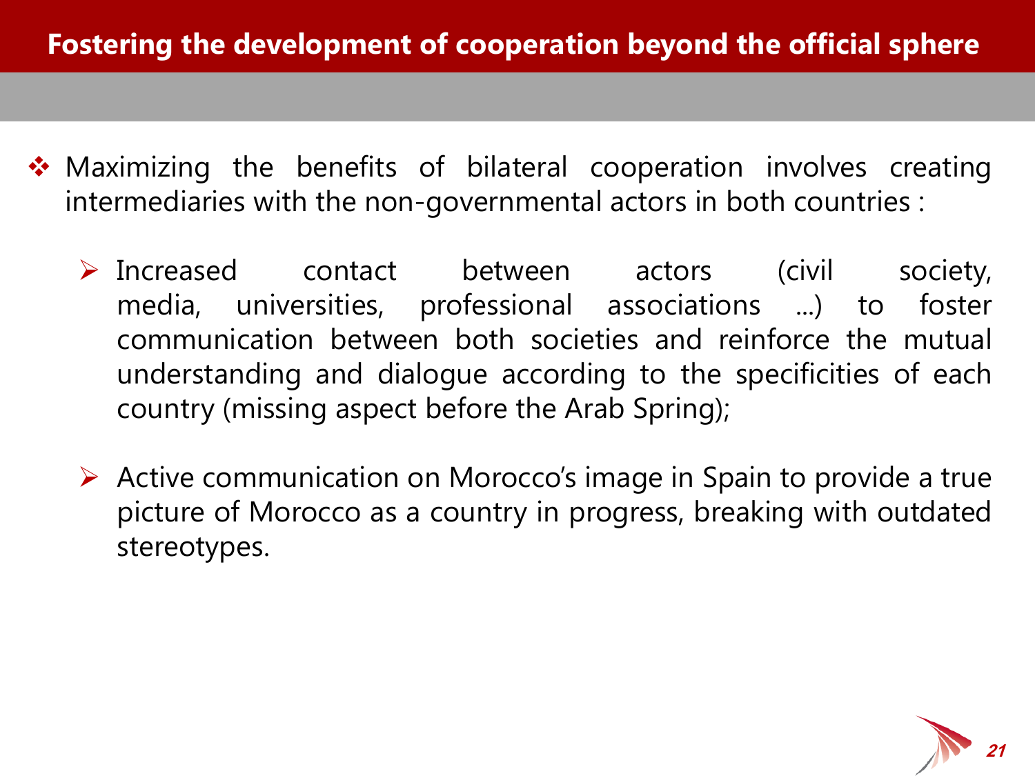# Fostering the development of cooperation beyond the official sphere

- Maximizing the benefits of bilateral cooperation involves creating intermediaries with the non-governmental actors in both countries :

  - Increased contact between actors (civil society, media, universities, professional associations …) to foster communication between both societies and reinforce the mutual understanding and dialogue according to the specificities of each country (missing aspect before the Arab Spring);

  - Active communication on Morocco's image in Spain to provide a true picture of Morocco as a country in progress, breaking with outdated stereotypes.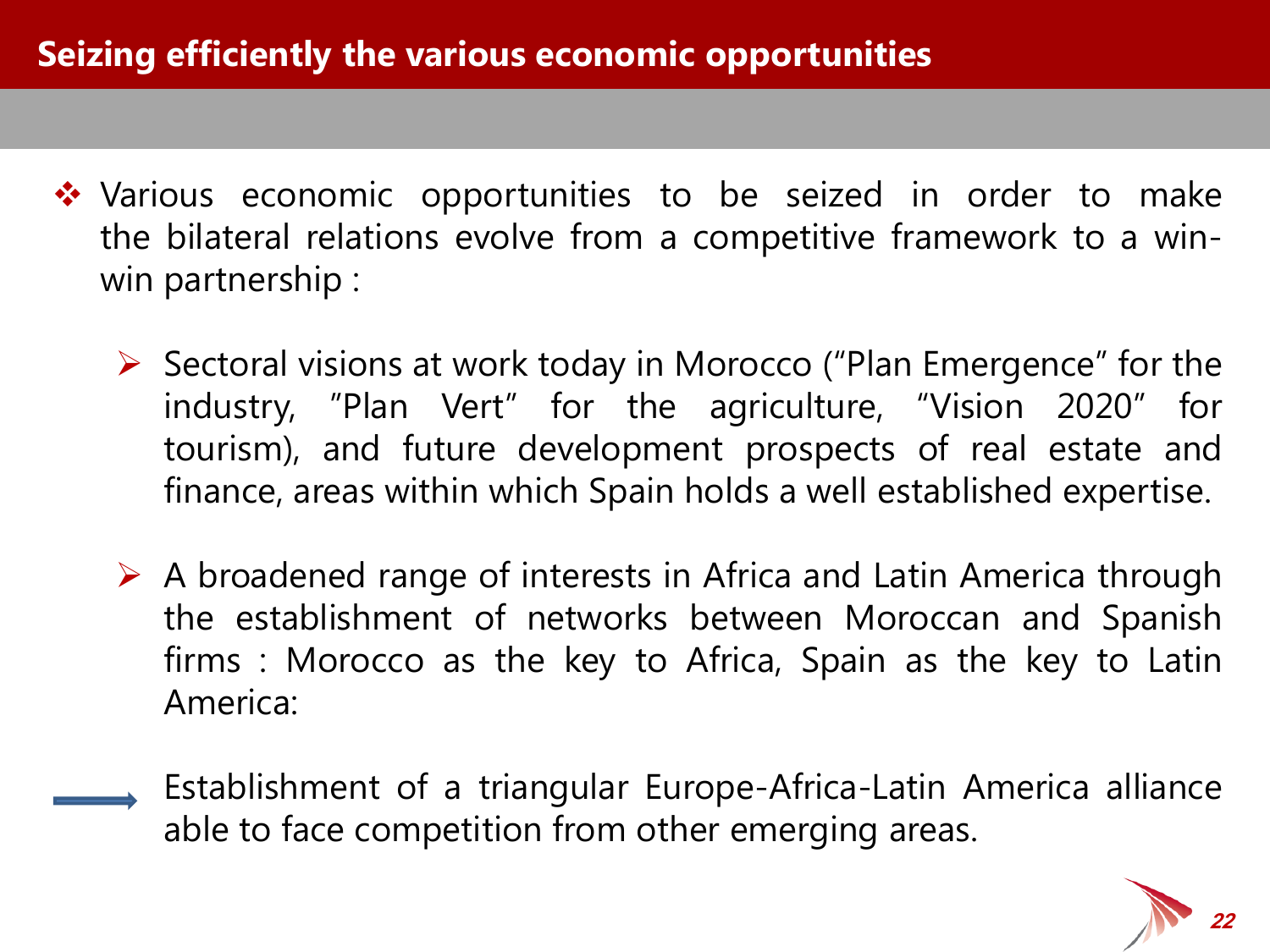# Seizing efficiently the various economic opportunities

- Various economic opportunities to be seized in order to make the bilateral relations evolve from a competitive framework to a win-win partnership :

  - Sectoral visions at work today in Morocco ("Plan Emergence" for the industry, "Plan Vert" for the agriculture, "Vision 2020" for tourism), and future development prospects of real estate and finance, areas within which Spain holds a well established expertise.

  - A broadened range of interests in Africa and Latin America through the establishment of networks between Moroccan and Spanish firms : Morocco as the key to Africa, Spain as the key to Latin America:

→ Establishment of a triangular Europe-Africa-Latin America alliance able to face competition from other emerging areas.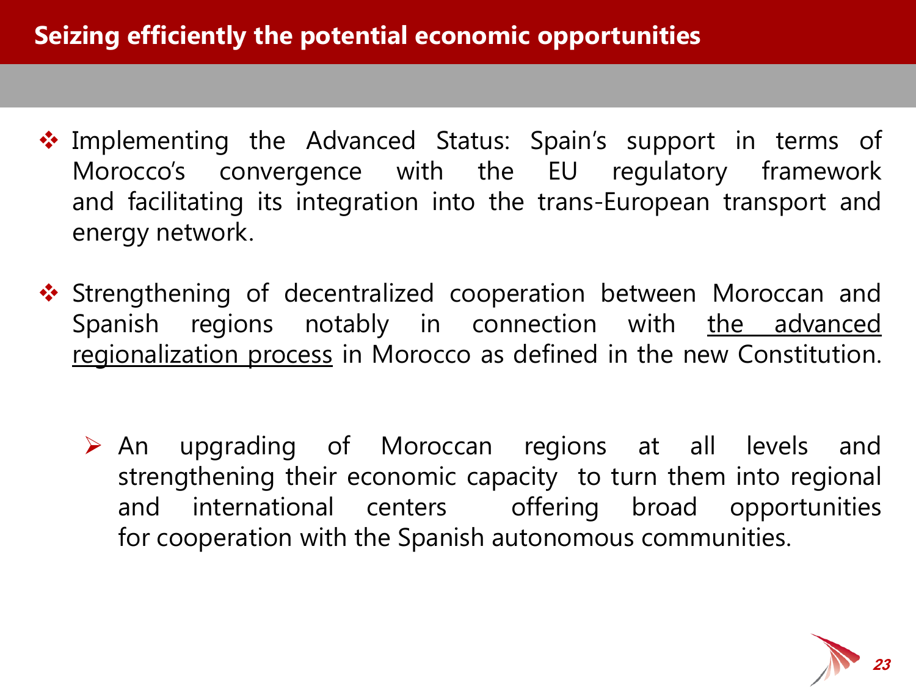# Seizing efficiently the potential economic opportunities

- Implementing the Advanced Status: Spain's support in terms of Morocco's convergence with the EU regulatory framework and facilitating its integration into the trans-European transport and energy network.

- Strengthening of decentralized cooperation between Moroccan and Spanish regions notably in connection with the advanced regionalization process in Morocco as defined in the new Constitution.

  - An upgrading of Moroccan regions at all levels and strengthening their economic capacity to turn them into regional and international centers offering broad opportunities for cooperation with the Spanish autonomous communities.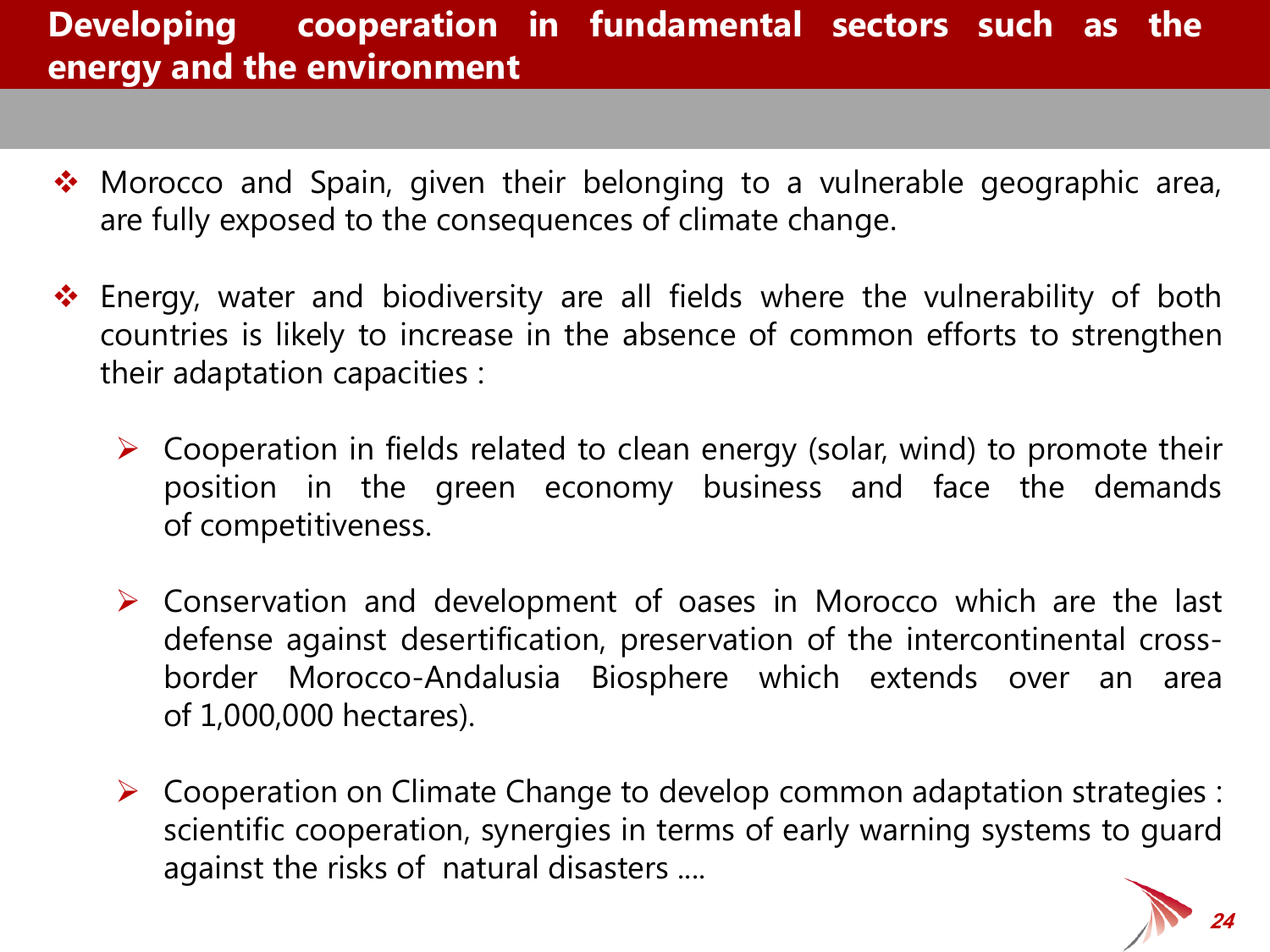# Developing cooperation in fundamental sectors such as the energy and the environment

- Morocco and Spain, given their belonging to a vulnerable geographic area, are fully exposed to the consequences of climate change.

- Energy, water and biodiversity are all fields where the vulnerability of both countries is likely to increase in the absence of common efforts to strengthen their adaptation capacities :

  - Cooperation in fields related to clean energy (solar, wind) to promote their position in the green economy business and face the demands of competitiveness.

  - Conservation and development of oases in Morocco which are the last defense against desertification, preservation of the intercontinental cross-border Morocco-Andalusia Biosphere which extends over an area of 1,000,000 hectares).

  - Cooperation on Climate Change to develop common adaptation strategies : scientific cooperation, synergies in terms of early warning systems to guard against the risks of natural disasters ....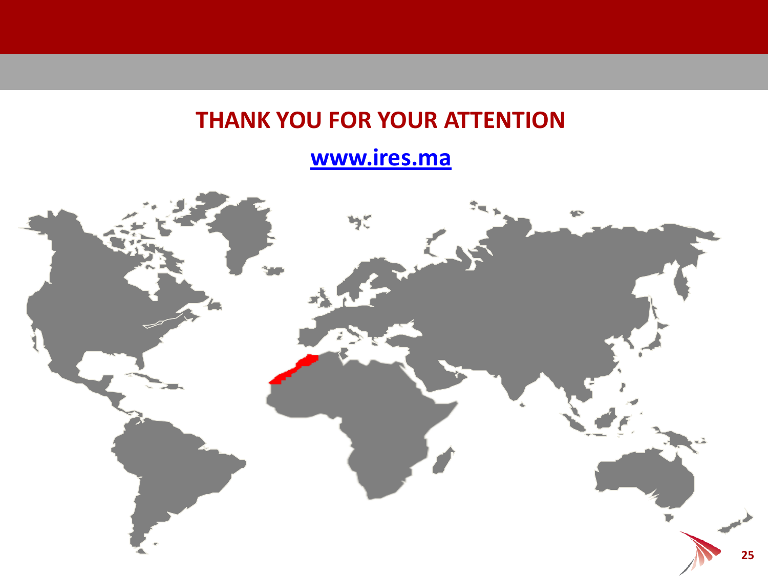## THANK YOU FOR YOUR ATTENTION

www.ires.ma